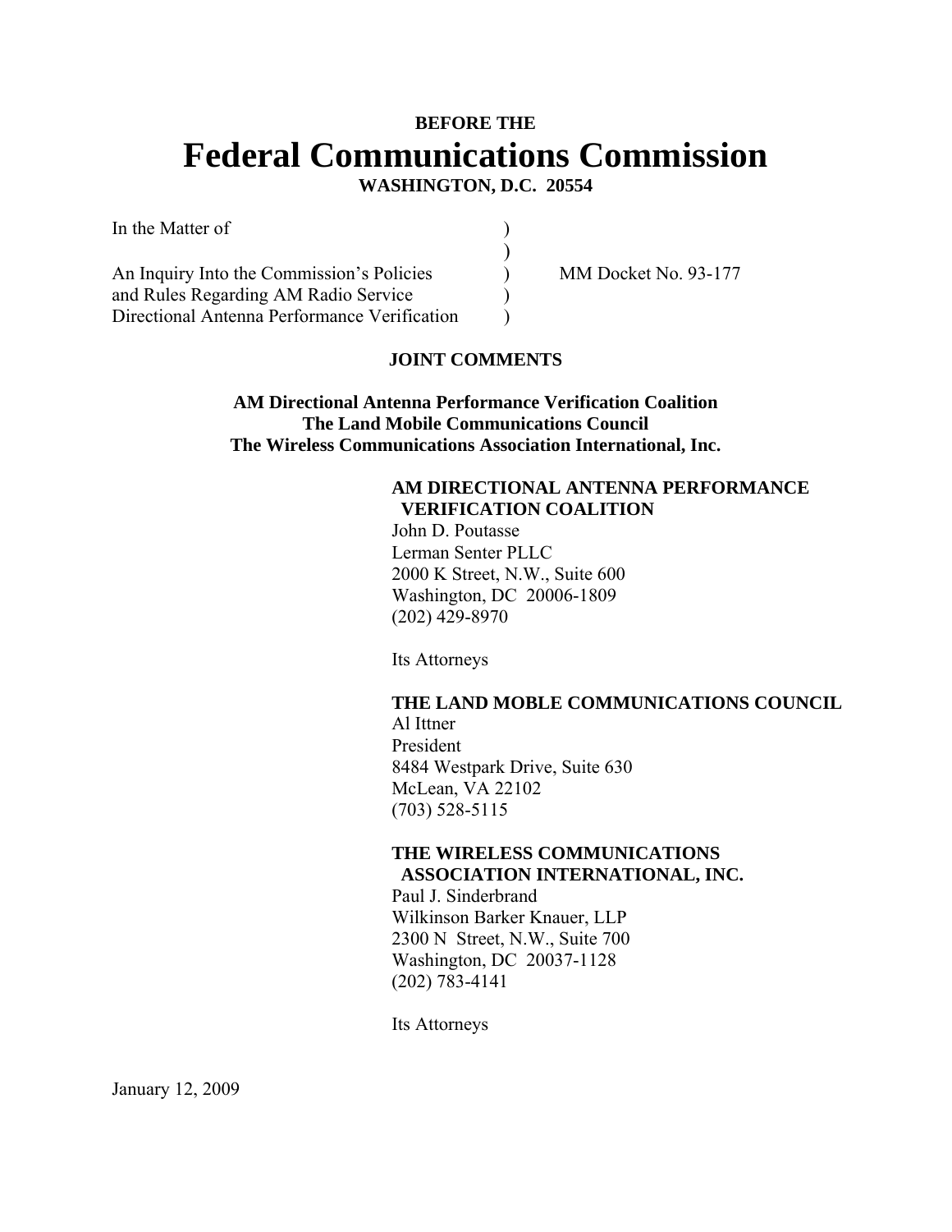**BEFORE THE**

# Federal Communications Commission

**WASHINGTON, D.C. 20554**

| | | |
|---|---|---|
| In the Matter of | ) | |
| | ) | |
| An Inquiry Into the Commission's Policies | ) | MM Docket No. 93-177 |
| and Rules Regarding AM Radio Service | ) | |
| Directional Antenna Performance Verification | ) | |

**JOINT COMMENTS**

**AM Directional Antenna Performance Verification Coalition**
**The Land Mobile Communications Council**
**The Wireless Communications Association International, Inc.**

**AM DIRECTIONAL ANTENNA PERFORMANCE VERIFICATION COALITION**
John D. Poutasse
Lerman Senter PLLC
2000 K Street, N.W., Suite 600
Washington, DC 20006-1809
(202) 429-8970

Its Attorneys

**THE LAND MOBLE COMMUNICATIONS COUNCIL**
Al Ittner
President
8484 Westpark Drive, Suite 630
McLean, VA 22102
(703) 528-5115

**THE WIRELESS COMMUNICATIONS ASSOCIATION INTERNATIONAL, INC.**
Paul J. Sinderbrand
Wilkinson Barker Knauer, LLP
2300 N Street, N.W., Suite 700
Washington, DC 20037-1128
(202) 783-4141

Its Attorneys

January 12, 2009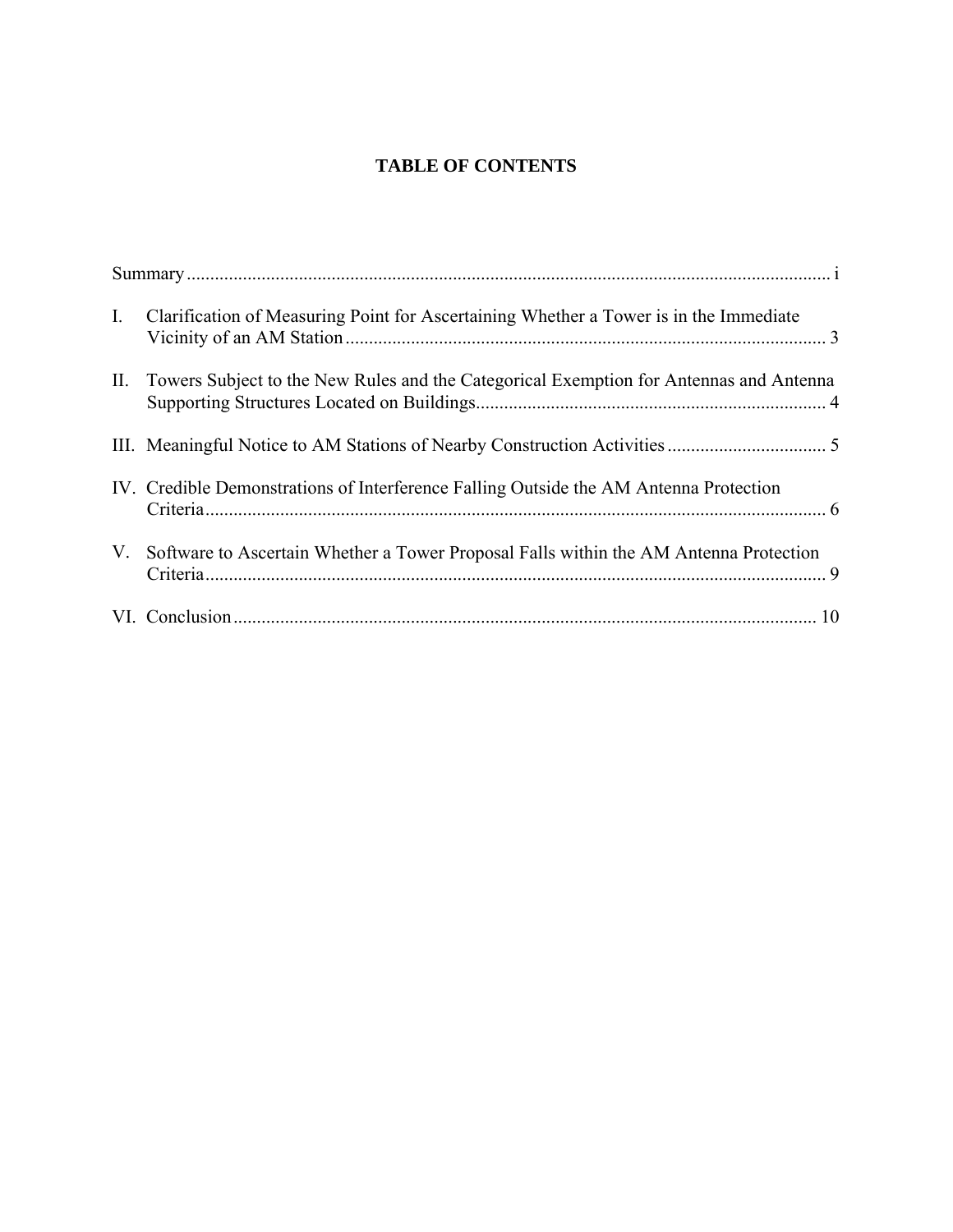# TABLE OF CONTENTS

Summary ........................................................................................................................................ i

I. Clarification of Measuring Point for Ascertaining Whether a Tower is in the Immediate Vicinity of an AM Station ...................................................................................................... 3

II. Towers Subject to the New Rules and the Categorical Exemption for Antennas and Antenna Supporting Structures Located on Buildings.......................................................................... 4

III. Meaningful Notice to AM Stations of Nearby Construction Activities .................................. 5

IV. Credible Demonstrations of Interference Falling Outside the AM Antenna Protection Criteria..................................................................................................................................... 6

V. Software to Ascertain Whether a Tower Proposal Falls within the AM Antenna Protection Criteria..................................................................................................................................... 9

VI. Conclusion ............................................................................................................................. 10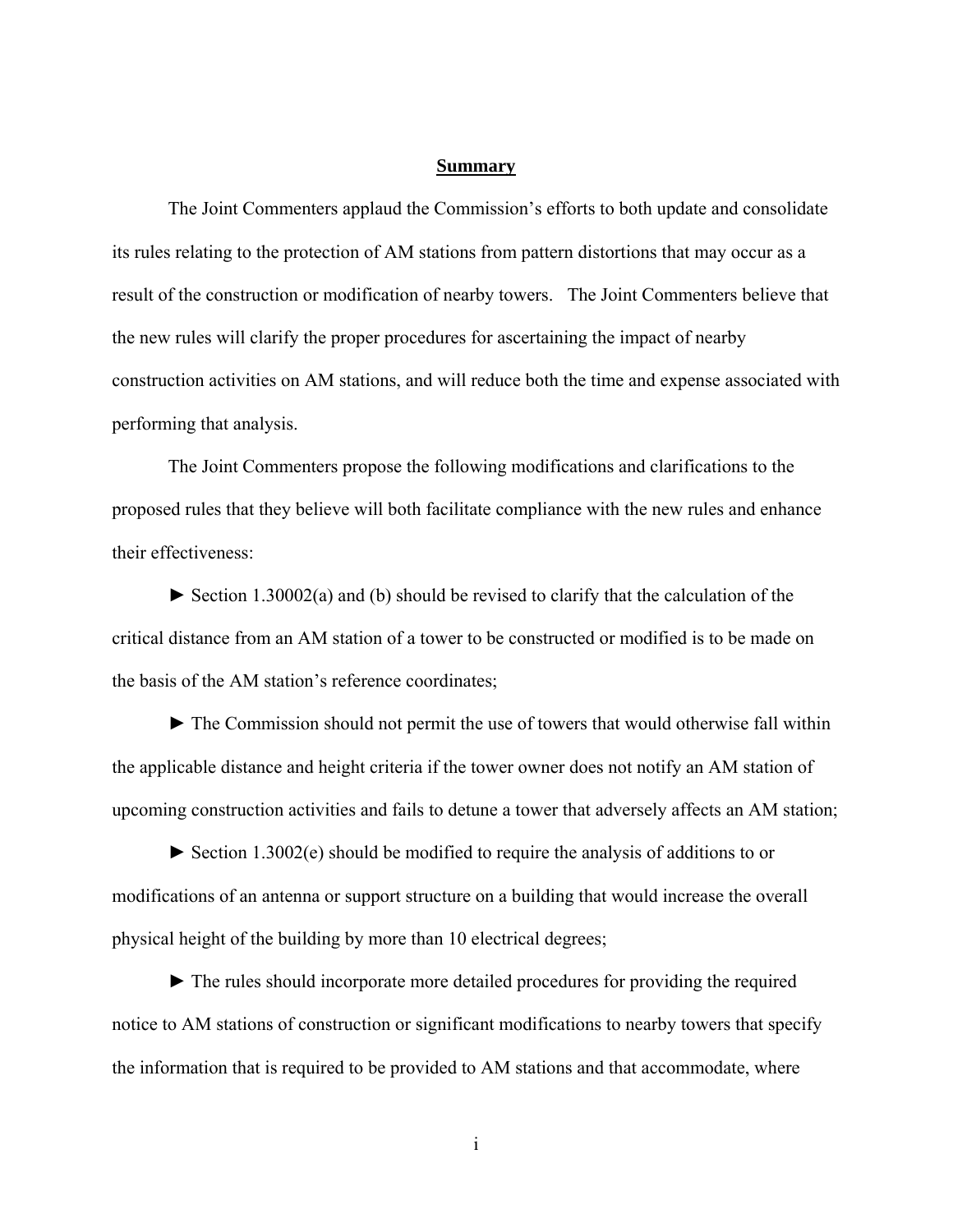## Summary

The Joint Commenters applaud the Commission's efforts to both update and consolidate its rules relating to the protection of AM stations from pattern distortions that may occur as a result of the construction or modification of nearby towers. The Joint Commenters believe that the new rules will clarify the proper procedures for ascertaining the impact of nearby construction activities on AM stations, and will reduce both the time and expense associated with performing that analysis.

The Joint Commenters propose the following modifications and clarifications to the proposed rules that they believe will both facilitate compliance with the new rules and enhance their effectiveness:

► Section 1.30002(a) and (b) should be revised to clarify that the calculation of the critical distance from an AM station of a tower to be constructed or modified is to be made on the basis of the AM station's reference coordinates;

► The Commission should not permit the use of towers that would otherwise fall within the applicable distance and height criteria if the tower owner does not notify an AM station of upcoming construction activities and fails to detune a tower that adversely affects an AM station;

► Section 1.3002(e) should be modified to require the analysis of additions to or modifications of an antenna or support structure on a building that would increase the overall physical height of the building by more than 10 electrical degrees;

► The rules should incorporate more detailed procedures for providing the required notice to AM stations of construction or significant modifications to nearby towers that specify the information that is required to be provided to AM stations and that accommodate, where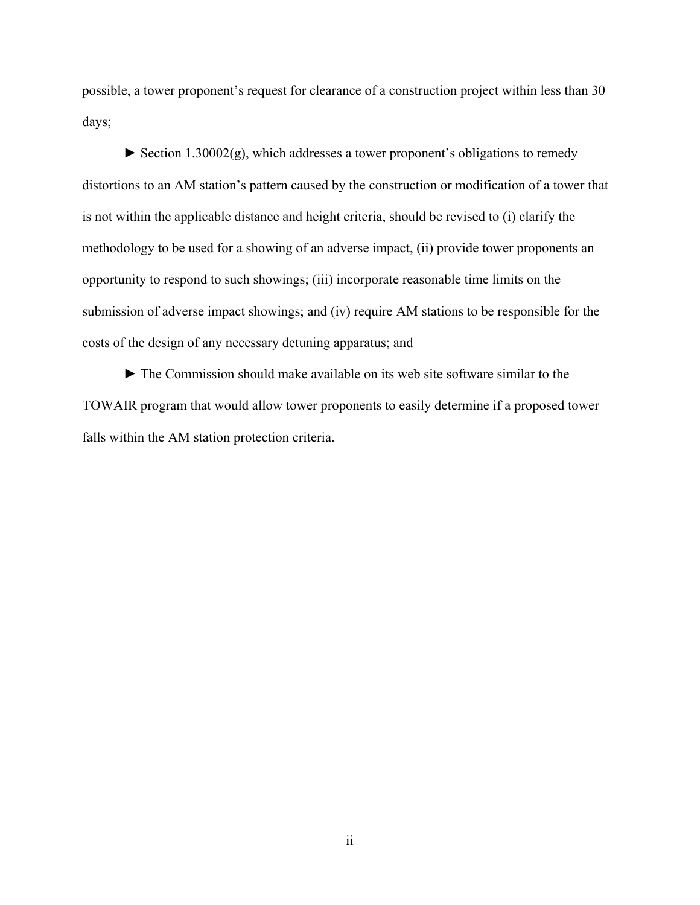possible, a tower proponent's request for clearance of a construction project within less than 30 days;

► Section 1.30002(g), which addresses a tower proponent's obligations to remedy distortions to an AM station's pattern caused by the construction or modification of a tower that is not within the applicable distance and height criteria, should be revised to (i) clarify the methodology to be used for a showing of an adverse impact, (ii) provide tower proponents an opportunity to respond to such showings; (iii) incorporate reasonable time limits on the submission of adverse impact showings; and (iv) require AM stations to be responsible for the costs of the design of any necessary detuning apparatus; and

► The Commission should make available on its web site software similar to the TOWAIR program that would allow tower proponents to easily determine if a proposed tower falls within the AM station protection criteria.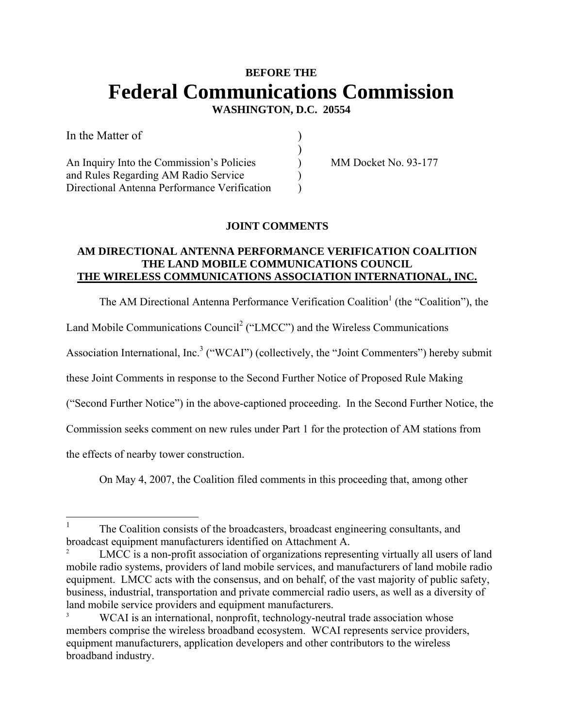**BEFORE THE**

# Federal Communications Commission

**WASHINGTON, D.C. 20554**

| | | |
|---|---|---|
| In the Matter of | ) | |
| | ) | |
| An Inquiry Into the Commission's Policies and Rules Regarding AM Radio Service Directional Antenna Performance Verification | ) ) ) | MM Docket No. 93-177 |

**JOINT COMMENTS**

**AM DIRECTIONAL ANTENNA PERFORMANCE VERIFICATION COALITION**
**THE LAND MOBILE COMMUNICATIONS COUNCIL**
**THE WIRELESS COMMUNICATIONS ASSOCIATION INTERNATIONAL, INC.**

The AM Directional Antenna Performance Verification Coalition[1] (the "Coalition"), the Land Mobile Communications Council[2] ("LMCC") and the Wireless Communications Association International, Inc.[3] ("WCAI") (collectively, the "Joint Commenters") hereby submit these Joint Comments in response to the Second Further Notice of Proposed Rule Making ("Second Further Notice") in the above-captioned proceeding. In the Second Further Notice, the Commission seeks comment on new rules under Part 1 for the protection of AM stations from the effects of nearby tower construction.

On May 4, 2007, the Coalition filed comments in this proceeding that, among other

---

[1] The Coalition consists of the broadcasters, broadcast engineering consultants, and broadcast equipment manufacturers identified on Attachment A.

[2] LMCC is a non-profit association of organizations representing virtually all users of land mobile radio systems, providers of land mobile services, and manufacturers of land mobile radio equipment. LMCC acts with the consensus, and on behalf, of the vast majority of public safety, business, industrial, transportation and private commercial radio users, as well as a diversity of land mobile service providers and equipment manufacturers.

[3] WCAI is an international, nonprofit, technology-neutral trade association whose members comprise the wireless broadband ecosystem. WCAI represents service providers, equipment manufacturers, application developers and other contributors to the wireless broadband industry.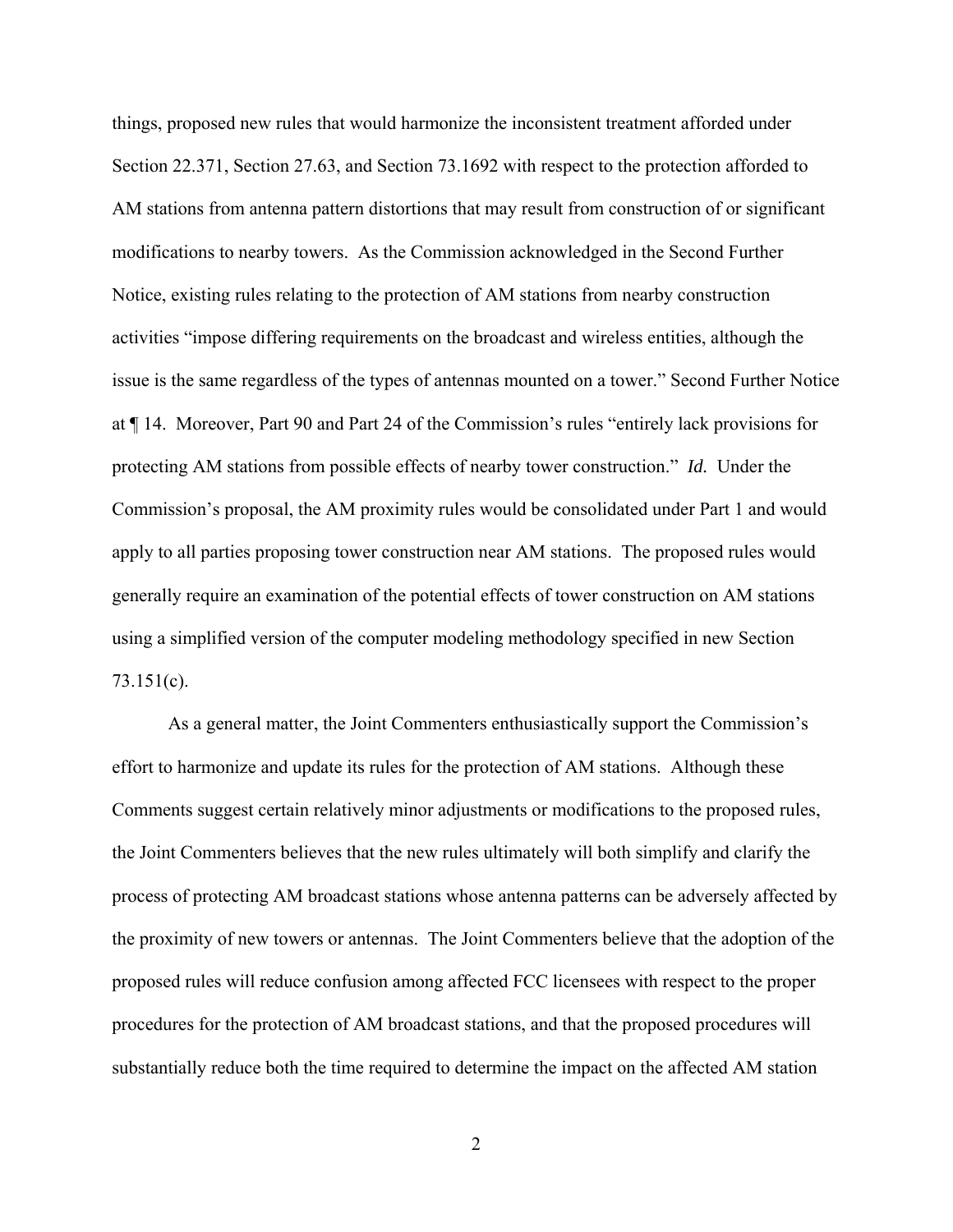things, proposed new rules that would harmonize the inconsistent treatment afforded under Section 22.371, Section 27.63, and Section 73.1692 with respect to the protection afforded to AM stations from antenna pattern distortions that may result from construction of or significant modifications to nearby towers. As the Commission acknowledged in the Second Further Notice, existing rules relating to the protection of AM stations from nearby construction activities "impose differing requirements on the broadcast and wireless entities, although the issue is the same regardless of the types of antennas mounted on a tower." Second Further Notice at ¶ 14. Moreover, Part 90 and Part 24 of the Commission's rules "entirely lack provisions for protecting AM stations from possible effects of nearby tower construction." *Id.* Under the Commission's proposal, the AM proximity rules would be consolidated under Part 1 and would apply to all parties proposing tower construction near AM stations. The proposed rules would generally require an examination of the potential effects of tower construction on AM stations using a simplified version of the computer modeling methodology specified in new Section 73.151(c).

As a general matter, the Joint Commenters enthusiastically support the Commission's effort to harmonize and update its rules for the protection of AM stations. Although these Comments suggest certain relatively minor adjustments or modifications to the proposed rules, the Joint Commenters believes that the new rules ultimately will both simplify and clarify the process of protecting AM broadcast stations whose antenna patterns can be adversely affected by the proximity of new towers or antennas. The Joint Commenters believe that the adoption of the proposed rules will reduce confusion among affected FCC licensees with respect to the proper procedures for the protection of AM broadcast stations, and that the proposed procedures will substantially reduce both the time required to determine the impact on the affected AM station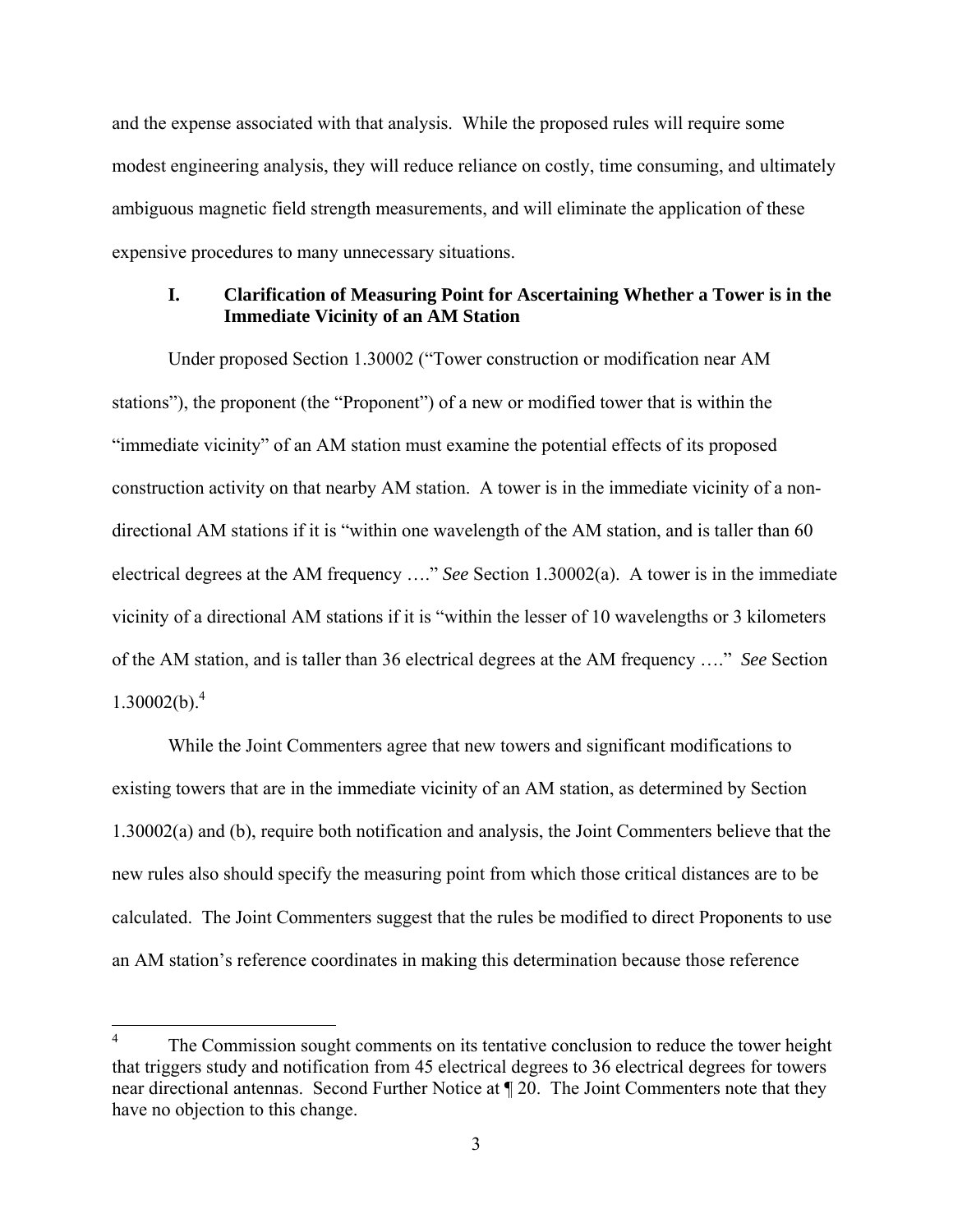and the expense associated with that analysis. While the proposed rules will require some modest engineering analysis, they will reduce reliance on costly, time consuming, and ultimately ambiguous magnetic field strength measurements, and will eliminate the application of these expensive procedures to many unnecessary situations.

## I. Clarification of Measuring Point for Ascertaining Whether a Tower is in the Immediate Vicinity of an AM Station

Under proposed Section 1.30002 ("Tower construction or modification near AM stations"), the proponent (the "Proponent") of a new or modified tower that is within the "immediate vicinity" of an AM station must examine the potential effects of its proposed construction activity on that nearby AM station. A tower is in the immediate vicinity of a non-directional AM stations if it is "within one wavelength of the AM station, and is taller than 60 electrical degrees at the AM frequency …." *See* Section 1.30002(a). A tower is in the immediate vicinity of a directional AM stations if it is "within the lesser of 10 wavelengths or 3 kilometers of the AM station, and is taller than 36 electrical degrees at the AM frequency …." *See* Section 1.30002(b).[4]

While the Joint Commenters agree that new towers and significant modifications to existing towers that are in the immediate vicinity of an AM station, as determined by Section 1.30002(a) and (b), require both notification and analysis, the Joint Commenters believe that the new rules also should specify the measuring point from which those critical distances are to be calculated. The Joint Commenters suggest that the rules be modified to direct Proponents to use an AM station's reference coordinates in making this determination because those reference

---

[4] The Commission sought comments on its tentative conclusion to reduce the tower height that triggers study and notification from 45 electrical degrees to 36 electrical degrees for towers near directional antennas. Second Further Notice at ¶ 20. The Joint Commenters note that they have no objection to this change.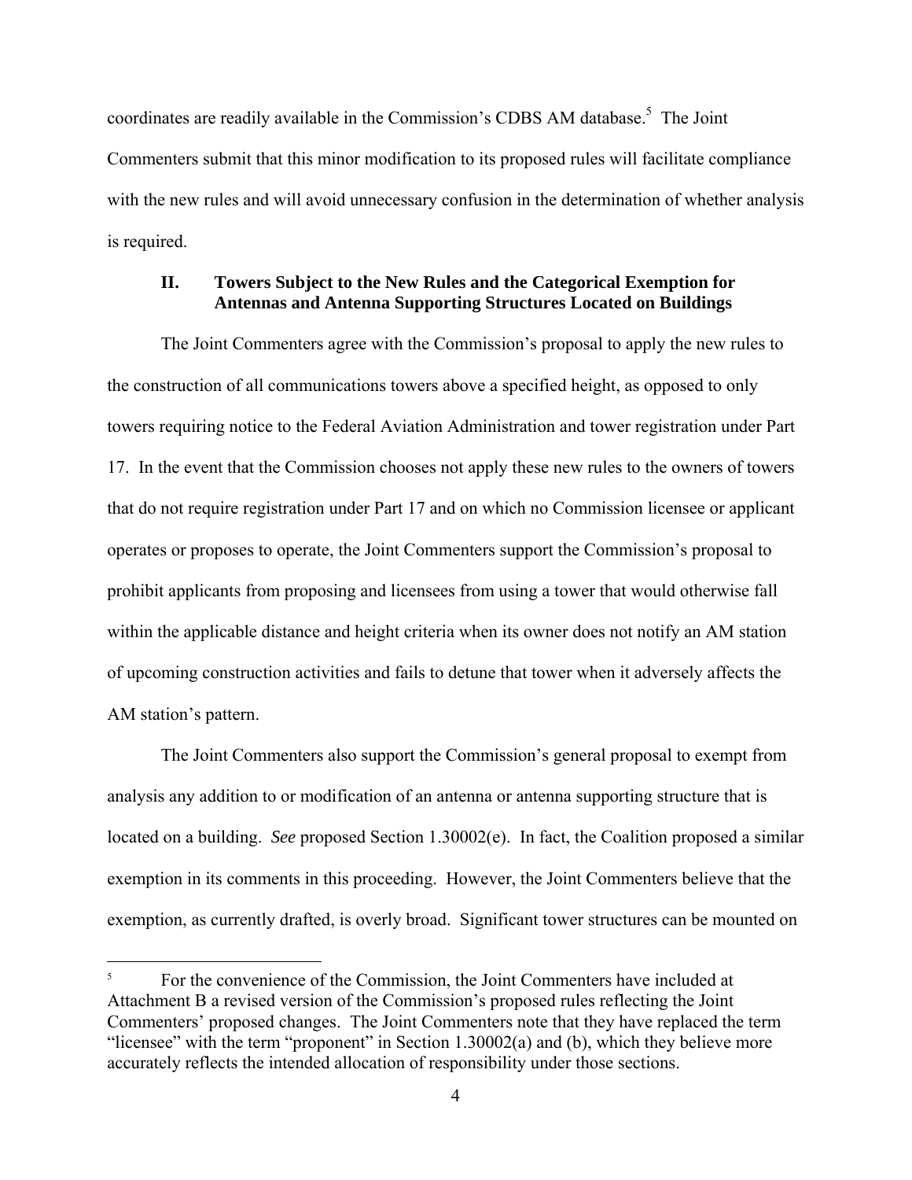coordinates are readily available in the Commission's CDBS AM database.[5] The Joint Commenters submit that this minor modification to its proposed rules will facilitate compliance with the new rules and will avoid unnecessary confusion in the determination of whether analysis is required.

## II. Towers Subject to the New Rules and the Categorical Exemption for Antennas and Antenna Supporting Structures Located on Buildings

The Joint Commenters agree with the Commission's proposal to apply the new rules to the construction of all communications towers above a specified height, as opposed to only towers requiring notice to the Federal Aviation Administration and tower registration under Part 17. In the event that the Commission chooses not apply these new rules to the owners of towers that do not require registration under Part 17 and on which no Commission licensee or applicant operates or proposes to operate, the Joint Commenters support the Commission's proposal to prohibit applicants from proposing and licensees from using a tower that would otherwise fall within the applicable distance and height criteria when its owner does not notify an AM station of upcoming construction activities and fails to detune that tower when it adversely affects the AM station's pattern.

The Joint Commenters also support the Commission's general proposal to exempt from analysis any addition to or modification of an antenna or antenna supporting structure that is located on a building. *See* proposed Section 1.30002(e). In fact, the Coalition proposed a similar exemption in its comments in this proceeding. However, the Joint Commenters believe that the exemption, as currently drafted, is overly broad. Significant tower structures can be mounted on

---

[5] For the convenience of the Commission, the Joint Commenters have included at Attachment B a revised version of the Commission's proposed rules reflecting the Joint Commenters' proposed changes. The Joint Commenters note that they have replaced the term "licensee" with the term "proponent" in Section 1.30002(a) and (b), which they believe more accurately reflects the intended allocation of responsibility under those sections.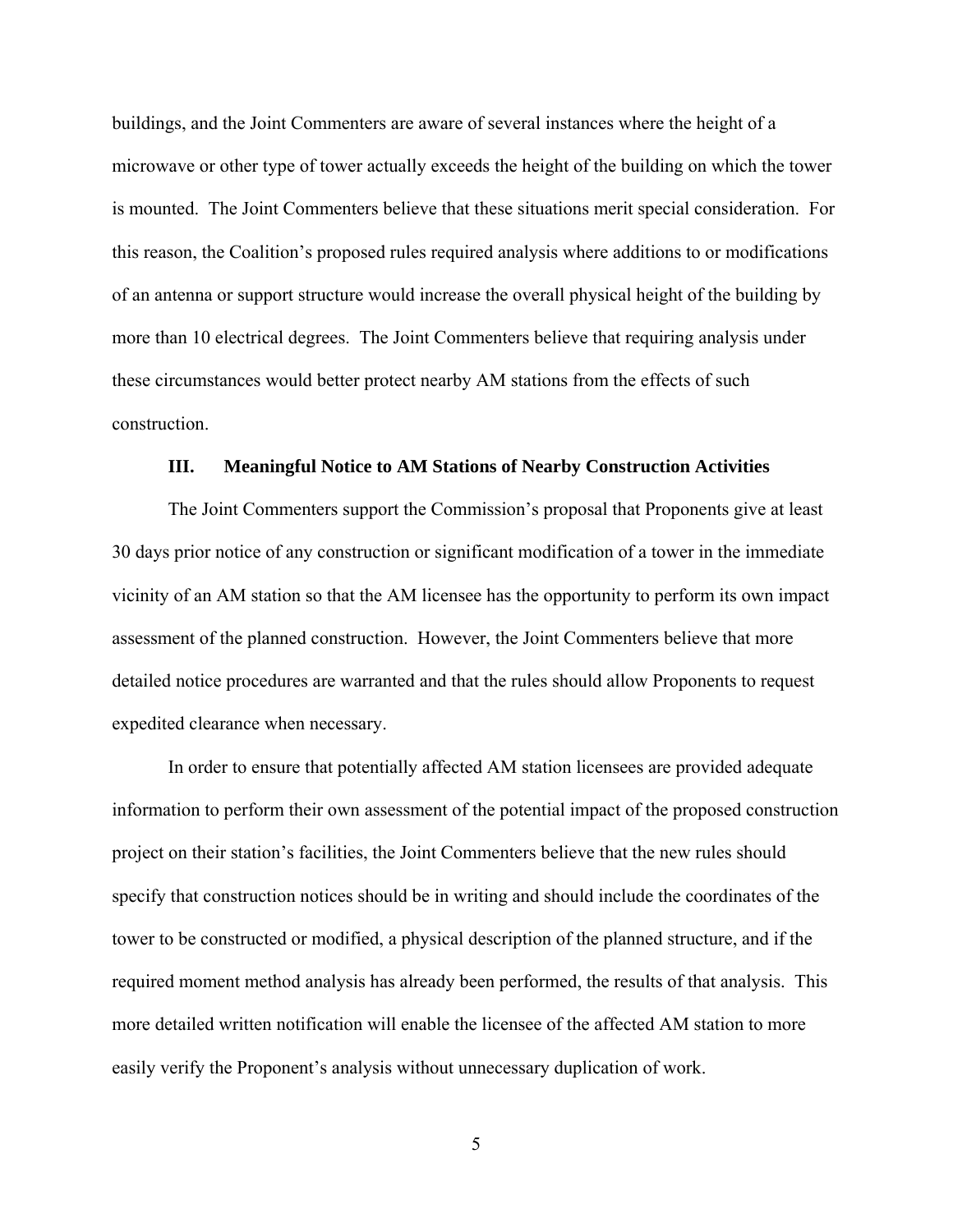buildings, and the Joint Commenters are aware of several instances where the height of a microwave or other type of tower actually exceeds the height of the building on which the tower is mounted. The Joint Commenters believe that these situations merit special consideration. For this reason, the Coalition's proposed rules required analysis where additions to or modifications of an antenna or support structure would increase the overall physical height of the building by more than 10 electrical degrees. The Joint Commenters believe that requiring analysis under these circumstances would better protect nearby AM stations from the effects of such construction.

### III. Meaningful Notice to AM Stations of Nearby Construction Activities

The Joint Commenters support the Commission's proposal that Proponents give at least 30 days prior notice of any construction or significant modification of a tower in the immediate vicinity of an AM station so that the AM licensee has the opportunity to perform its own impact assessment of the planned construction. However, the Joint Commenters believe that more detailed notice procedures are warranted and that the rules should allow Proponents to request expedited clearance when necessary.

In order to ensure that potentially affected AM station licensees are provided adequate information to perform their own assessment of the potential impact of the proposed construction project on their station's facilities, the Joint Commenters believe that the new rules should specify that construction notices should be in writing and should include the coordinates of the tower to be constructed or modified, a physical description of the planned structure, and if the required moment method analysis has already been performed, the results of that analysis. This more detailed written notification will enable the licensee of the affected AM station to more easily verify the Proponent's analysis without unnecessary duplication of work.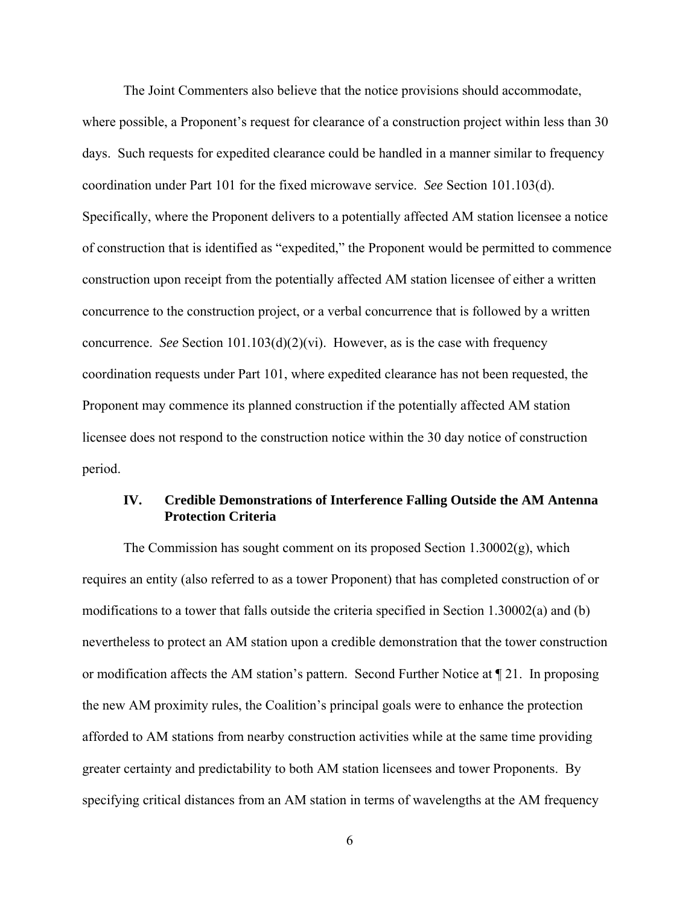The Joint Commenters also believe that the notice provisions should accommodate, where possible, a Proponent's request for clearance of a construction project within less than 30 days. Such requests for expedited clearance could be handled in a manner similar to frequency coordination under Part 101 for the fixed microwave service. *See* Section 101.103(d). Specifically, where the Proponent delivers to a potentially affected AM station licensee a notice of construction that is identified as "expedited," the Proponent would be permitted to commence construction upon receipt from the potentially affected AM station licensee of either a written concurrence to the construction project, or a verbal concurrence that is followed by a written concurrence. *See* Section 101.103(d)(2)(vi). However, as is the case with frequency coordination requests under Part 101, where expedited clearance has not been requested, the Proponent may commence its planned construction if the potentially affected AM station licensee does not respond to the construction notice within the 30 day notice of construction period.

## IV. Credible Demonstrations of Interference Falling Outside the AM Antenna Protection Criteria

The Commission has sought comment on its proposed Section 1.30002(g), which requires an entity (also referred to as a tower Proponent) that has completed construction of or modifications to a tower that falls outside the criteria specified in Section 1.30002(a) and (b) nevertheless to protect an AM station upon a credible demonstration that the tower construction or modification affects the AM station's pattern. Second Further Notice at ¶ 21. In proposing the new AM proximity rules, the Coalition's principal goals were to enhance the protection afforded to AM stations from nearby construction activities while at the same time providing greater certainty and predictability to both AM station licensees and tower Proponents. By specifying critical distances from an AM station in terms of wavelengths at the AM frequency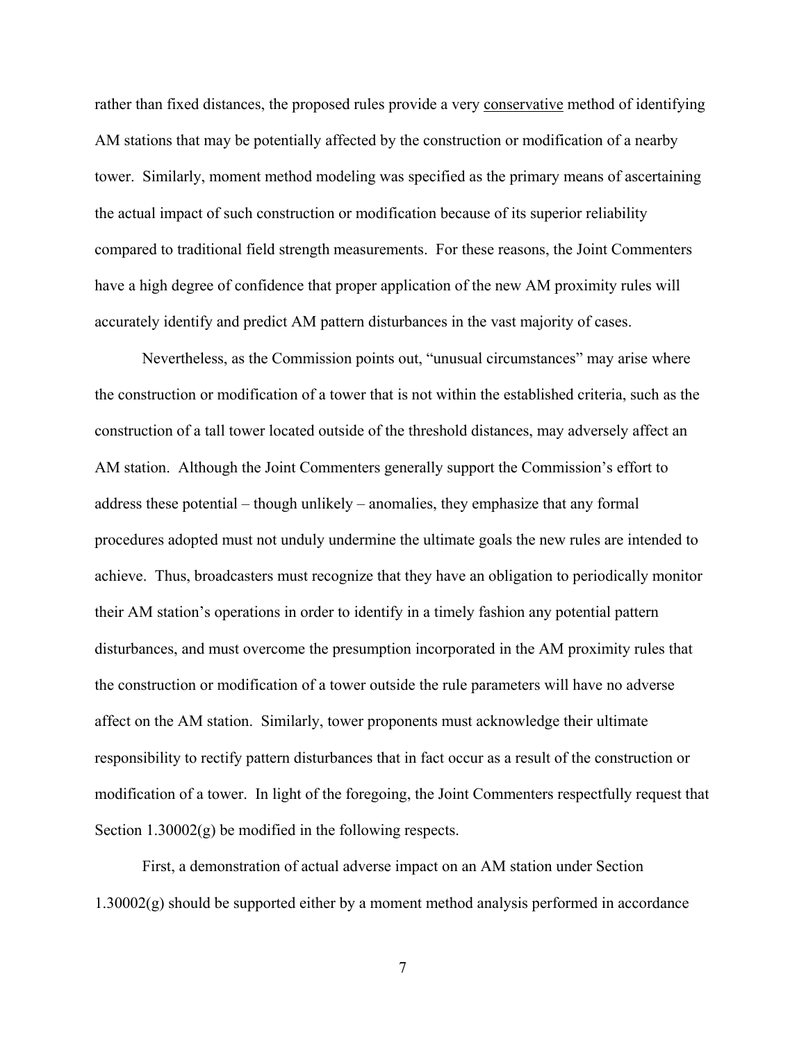rather than fixed distances, the proposed rules provide a very <u>conservative</u> method of identifying AM stations that may be potentially affected by the construction or modification of a nearby tower. Similarly, moment method modeling was specified as the primary means of ascertaining the actual impact of such construction or modification because of its superior reliability compared to traditional field strength measurements. For these reasons, the Joint Commenters have a high degree of confidence that proper application of the new AM proximity rules will accurately identify and predict AM pattern disturbances in the vast majority of cases.

Nevertheless, as the Commission points out, "unusual circumstances" may arise where the construction or modification of a tower that is not within the established criteria, such as the construction of a tall tower located outside of the threshold distances, may adversely affect an AM station. Although the Joint Commenters generally support the Commission's effort to address these potential – though unlikely – anomalies, they emphasize that any formal procedures adopted must not unduly undermine the ultimate goals the new rules are intended to achieve. Thus, broadcasters must recognize that they have an obligation to periodically monitor their AM station's operations in order to identify in a timely fashion any potential pattern disturbances, and must overcome the presumption incorporated in the AM proximity rules that the construction or modification of a tower outside the rule parameters will have no adverse affect on the AM station. Similarly, tower proponents must acknowledge their ultimate responsibility to rectify pattern disturbances that in fact occur as a result of the construction or modification of a tower. In light of the foregoing, the Joint Commenters respectfully request that Section 1.30002(g) be modified in the following respects.

First, a demonstration of actual adverse impact on an AM station under Section 1.30002(g) should be supported either by a moment method analysis performed in accordance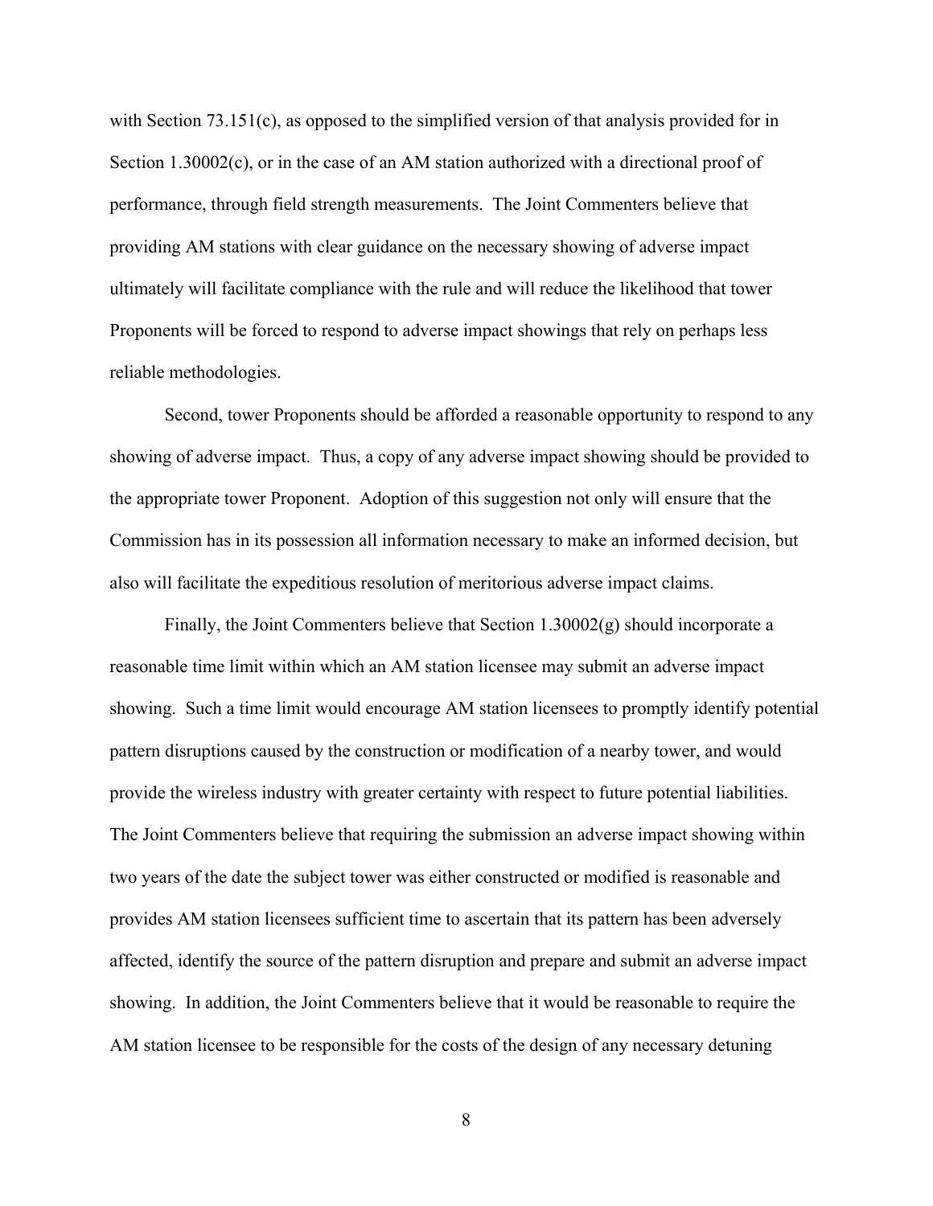with Section 73.151(c), as opposed to the simplified version of that analysis provided for in Section 1.30002(c), or in the case of an AM station authorized with a directional proof of performance, through field strength measurements. The Joint Commenters believe that providing AM stations with clear guidance on the necessary showing of adverse impact ultimately will facilitate compliance with the rule and will reduce the likelihood that tower Proponents will be forced to respond to adverse impact showings that rely on perhaps less reliable methodologies.

Second, tower Proponents should be afforded a reasonable opportunity to respond to any showing of adverse impact. Thus, a copy of any adverse impact showing should be provided to the appropriate tower Proponent. Adoption of this suggestion not only will ensure that the Commission has in its possession all information necessary to make an informed decision, but also will facilitate the expeditious resolution of meritorious adverse impact claims.

Finally, the Joint Commenters believe that Section 1.30002(g) should incorporate a reasonable time limit within which an AM station licensee may submit an adverse impact showing. Such a time limit would encourage AM station licensees to promptly identify potential pattern disruptions caused by the construction or modification of a nearby tower, and would provide the wireless industry with greater certainty with respect to future potential liabilities. The Joint Commenters believe that requiring the submission an adverse impact showing within two years of the date the subject tower was either constructed or modified is reasonable and provides AM station licensees sufficient time to ascertain that its pattern has been adversely affected, identify the source of the pattern disruption and prepare and submit an adverse impact showing. In addition, the Joint Commenters believe that it would be reasonable to require the AM station licensee to be responsible for the costs of the design of any necessary detuning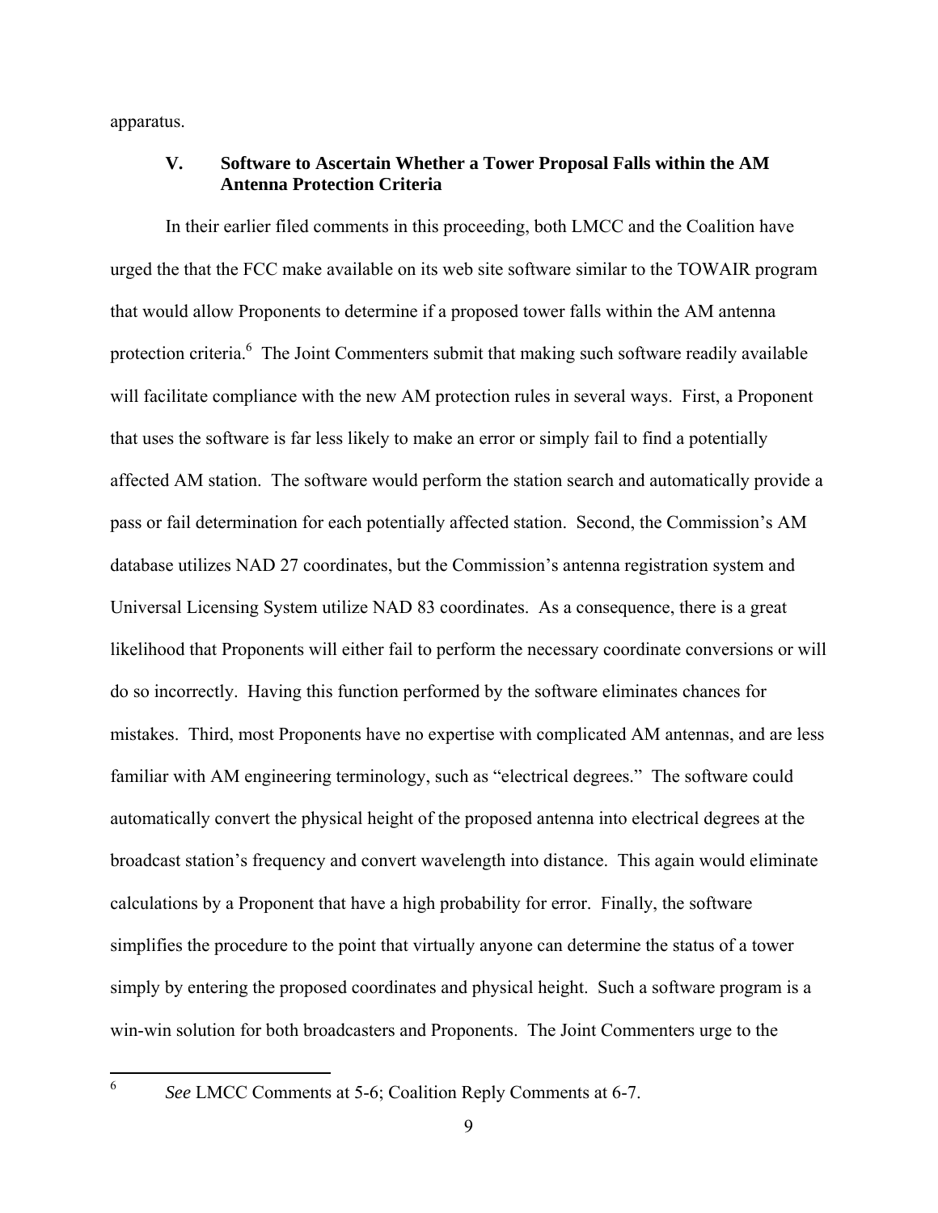apparatus.

### V. Software to Ascertain Whether a Tower Proposal Falls within the AM Antenna Protection Criteria

In their earlier filed comments in this proceeding, both LMCC and the Coalition have urged the that the FCC make available on its web site software similar to the TOWAIR program that would allow Proponents to determine if a proposed tower falls within the AM antenna protection criteria.[6] The Joint Commenters submit that making such software readily available will facilitate compliance with the new AM protection rules in several ways. First, a Proponent that uses the software is far less likely to make an error or simply fail to find a potentially affected AM station. The software would perform the station search and automatically provide a pass or fail determination for each potentially affected station. Second, the Commission's AM database utilizes NAD 27 coordinates, but the Commission's antenna registration system and Universal Licensing System utilize NAD 83 coordinates. As a consequence, there is a great likelihood that Proponents will either fail to perform the necessary coordinate conversions or will do so incorrectly. Having this function performed by the software eliminates chances for mistakes. Third, most Proponents have no expertise with complicated AM antennas, and are less familiar with AM engineering terminology, such as "electrical degrees." The software could automatically convert the physical height of the proposed antenna into electrical degrees at the broadcast station's frequency and convert wavelength into distance. This again would eliminate calculations by a Proponent that have a high probability for error. Finally, the software simplifies the procedure to the point that virtually anyone can determine the status of a tower simply by entering the proposed coordinates and physical height. Such a software program is a win-win solution for both broadcasters and Proponents. The Joint Commenters urge to the

---

[6] *See* LMCC Comments at 5-6; Coalition Reply Comments at 6-7.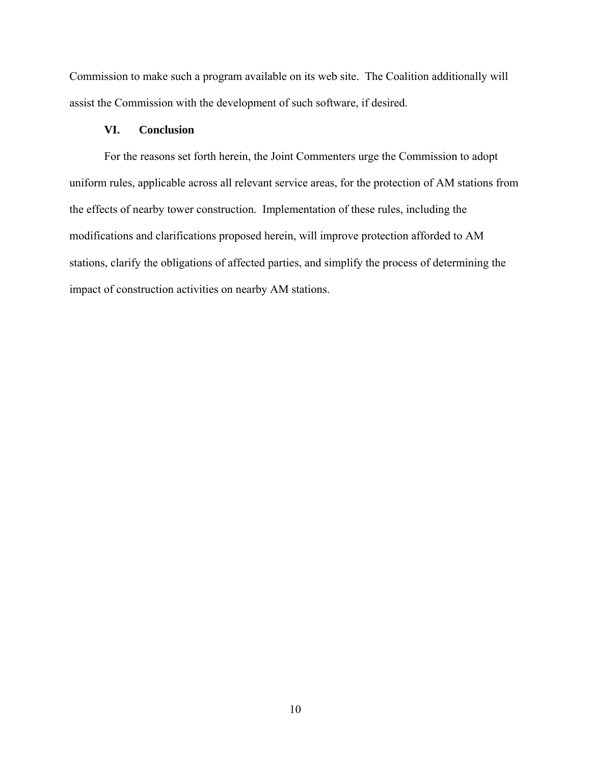Commission to make such a program available on its web site. The Coalition additionally will assist the Commission with the development of such software, if desired.

## VI. Conclusion

For the reasons set forth herein, the Joint Commenters urge the Commission to adopt uniform rules, applicable across all relevant service areas, for the protection of AM stations from the effects of nearby tower construction. Implementation of these rules, including the modifications and clarifications proposed herein, will improve protection afforded to AM stations, clarify the obligations of affected parties, and simplify the process of determining the impact of construction activities on nearby AM stations.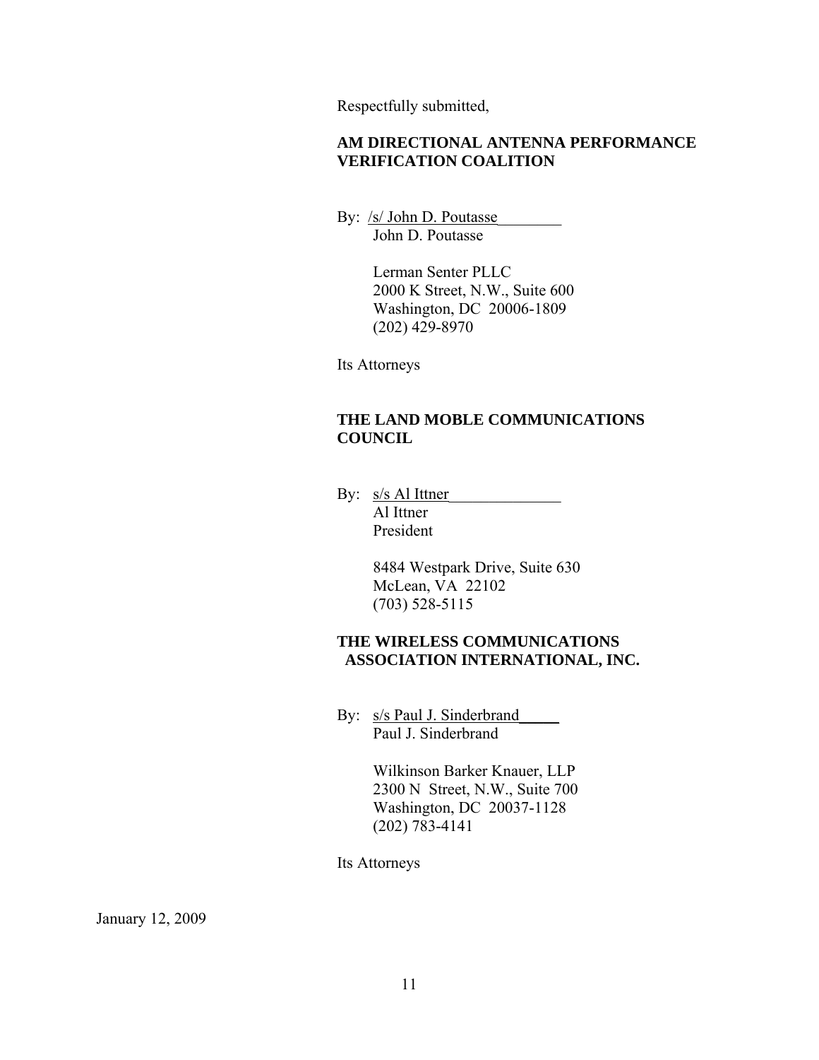Respectfully submitted,

**AM DIRECTIONAL ANTENNA PERFORMANCE VERIFICATION COALITION**

By: /s/ John D. Poutasse
John D. Poutasse

Lerman Senter PLLC
2000 K Street, N.W., Suite 600
Washington, DC 20006-1809
(202) 429-8970

Its Attorneys

**THE LAND MOBLE COMMUNICATIONS COUNCIL**

By: s/s Al Ittner
Al Ittner
President

8484 Westpark Drive, Suite 630
McLean, VA 22102
(703) 528-5115

**THE WIRELESS COMMUNICATIONS ASSOCIATION INTERNATIONAL, INC.**

By: s/s Paul J. Sinderbrand
Paul J. Sinderbrand

Wilkinson Barker Knauer, LLP
2300 N Street, N.W., Suite 700
Washington, DC 20037-1128
(202) 783-4141

Its Attorneys

January 12, 2009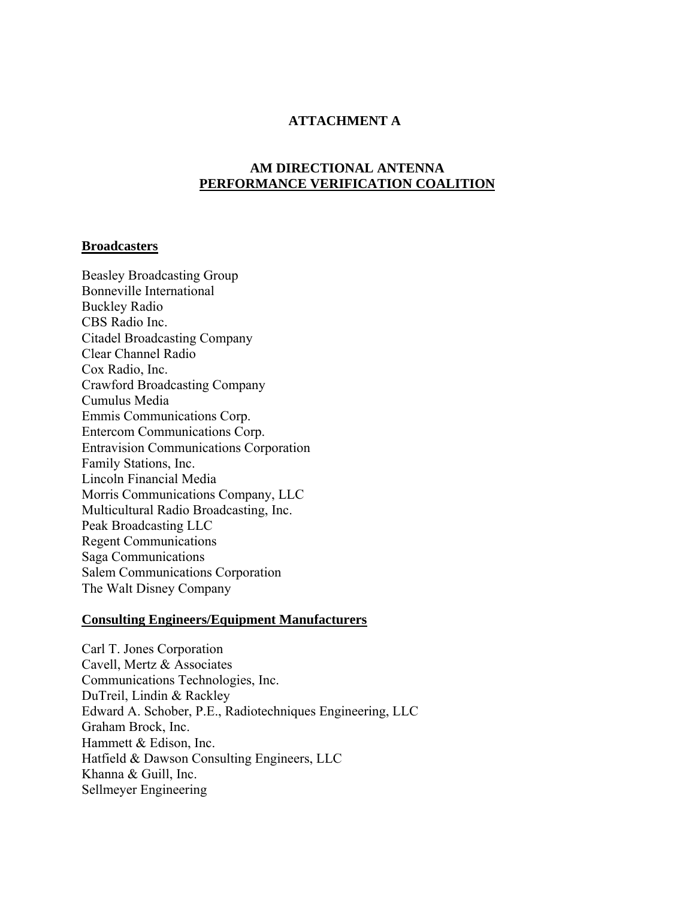# ATTACHMENT A

## AM DIRECTIONAL ANTENNA
## PERFORMANCE VERIFICATION COALITION

### Broadcasters

Beasley Broadcasting Group
Bonneville International
Buckley Radio
CBS Radio Inc.
Citadel Broadcasting Company
Clear Channel Radio
Cox Radio, Inc.
Crawford Broadcasting Company
Cumulus Media
Emmis Communications Corp.
Entercom Communications Corp.
Entravision Communications Corporation
Family Stations, Inc.
Lincoln Financial Media
Morris Communications Company, LLC
Multicultural Radio Broadcasting, Inc.
Peak Broadcasting LLC
Regent Communications
Saga Communications
Salem Communications Corporation
The Walt Disney Company

### Consulting Engineers/Equipment Manufacturers

Carl T. Jones Corporation
Cavell, Mertz & Associates
Communications Technologies, Inc.
DuTreil, Lindin & Rackley
Edward A. Schober, P.E., Radiotechniques Engineering, LLC
Graham Brock, Inc.
Hammett & Edison, Inc.
Hatfield & Dawson Consulting Engineers, LLC
Khanna & Guill, Inc.
Sellmeyer Engineering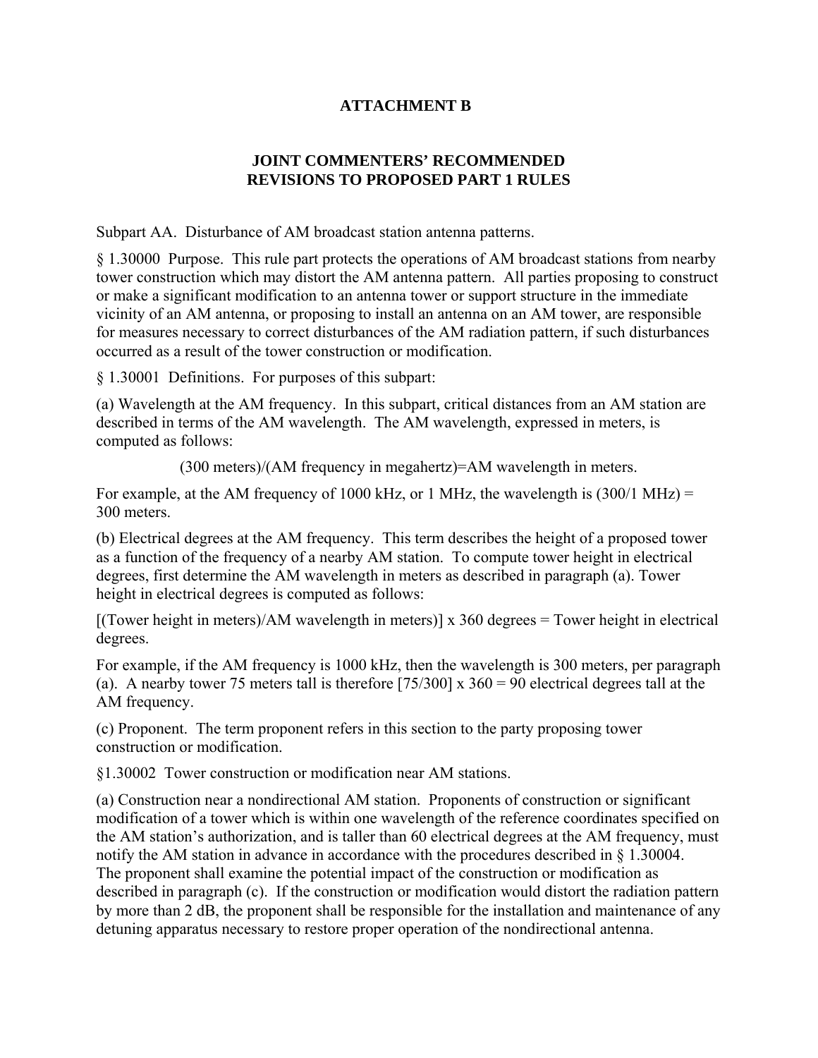**ATTACHMENT B**

**JOINT COMMENTERS' RECOMMENDED REVISIONS TO PROPOSED PART 1 RULES**

Subpart AA. Disturbance of AM broadcast station antenna patterns.

§ 1.30000 Purpose. This rule part protects the operations of AM broadcast stations from nearby tower construction which may distort the AM antenna pattern. All parties proposing to construct or make a significant modification to an antenna tower or support structure in the immediate vicinity of an AM antenna, or proposing to install an antenna on an AM tower, are responsible for measures necessary to correct disturbances of the AM radiation pattern, if such disturbances occurred as a result of the tower construction or modification.

§ 1.30001 Definitions. For purposes of this subpart:

(a) Wavelength at the AM frequency. In this subpart, critical distances from an AM station are described in terms of the AM wavelength. The AM wavelength, expressed in meters, is computed as follows:

(300 meters)/(AM frequency in megahertz)=AM wavelength in meters.

For example, at the AM frequency of 1000 kHz, or 1 MHz, the wavelength is (300/1 MHz) = 300 meters.

(b) Electrical degrees at the AM frequency. This term describes the height of a proposed tower as a function of the frequency of a nearby AM station. To compute tower height in electrical degrees, first determine the AM wavelength in meters as described in paragraph (a). Tower height in electrical degrees is computed as follows:

[(Tower height in meters)/AM wavelength in meters)] x 360 degrees = Tower height in electrical degrees.

For example, if the AM frequency is 1000 kHz, then the wavelength is 300 meters, per paragraph (a). A nearby tower 75 meters tall is therefore [75/300] x 360 = 90 electrical degrees tall at the AM frequency.

(c) Proponent. The term proponent refers in this section to the party proposing tower construction or modification.

§1.30002 Tower construction or modification near AM stations.

(a) Construction near a nondirectional AM station. Proponents of construction or significant modification of a tower which is within one wavelength of the reference coordinates specified on the AM station's authorization, and is taller than 60 electrical degrees at the AM frequency, must notify the AM station in advance in accordance with the procedures described in § 1.30004. The proponent shall examine the potential impact of the construction or modification as described in paragraph (c). If the construction or modification would distort the radiation pattern by more than 2 dB, the proponent shall be responsible for the installation and maintenance of any detuning apparatus necessary to restore proper operation of the nondirectional antenna.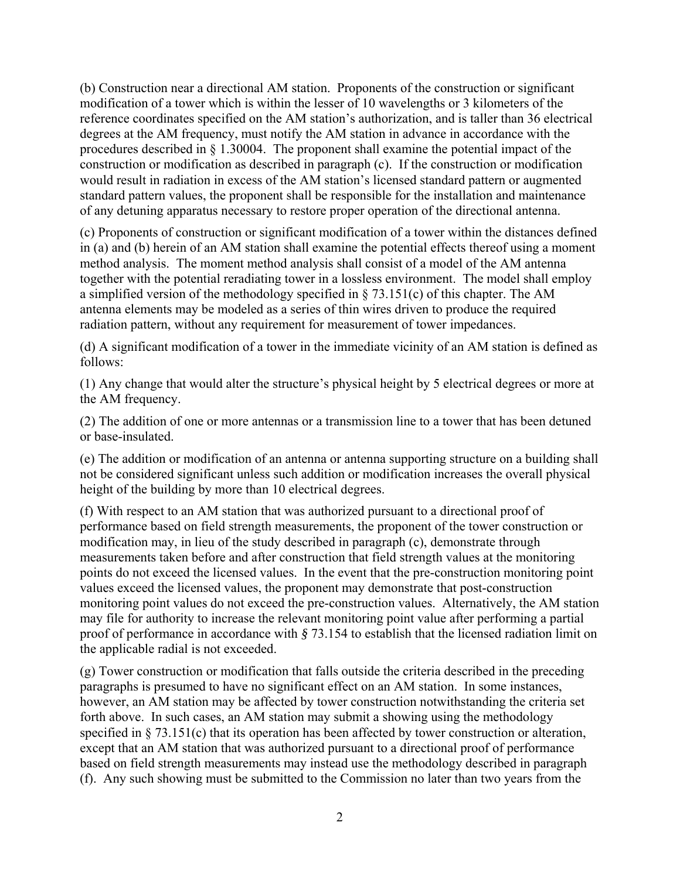(b) Construction near a directional AM station. Proponents of the construction or significant modification of a tower which is within the lesser of 10 wavelengths or 3 kilometers of the reference coordinates specified on the AM station's authorization, and is taller than 36 electrical degrees at the AM frequency, must notify the AM station in advance in accordance with the procedures described in § 1.30004. The proponent shall examine the potential impact of the construction or modification as described in paragraph (c). If the construction or modification would result in radiation in excess of the AM station's licensed standard pattern or augmented standard pattern values, the proponent shall be responsible for the installation and maintenance of any detuning apparatus necessary to restore proper operation of the directional antenna.

(c) Proponents of construction or significant modification of a tower within the distances defined in (a) and (b) herein of an AM station shall examine the potential effects thereof using a moment method analysis. The moment method analysis shall consist of a model of the AM antenna together with the potential reradiating tower in a lossless environment. The model shall employ a simplified version of the methodology specified in § 73.151(c) of this chapter. The AM antenna elements may be modeled as a series of thin wires driven to produce the required radiation pattern, without any requirement for measurement of tower impedances.

(d) A significant modification of a tower in the immediate vicinity of an AM station is defined as follows:

(1) Any change that would alter the structure's physical height by 5 electrical degrees or more at the AM frequency.

(2) The addition of one or more antennas or a transmission line to a tower that has been detuned or base-insulated.

(e) The addition or modification of an antenna or antenna supporting structure on a building shall not be considered significant unless such addition or modification increases the overall physical height of the building by more than 10 electrical degrees.

(f) With respect to an AM station that was authorized pursuant to a directional proof of performance based on field strength measurements, the proponent of the tower construction or modification may, in lieu of the study described in paragraph (c), demonstrate through measurements taken before and after construction that field strength values at the monitoring points do not exceed the licensed values. In the event that the pre-construction monitoring point values exceed the licensed values, the proponent may demonstrate that post-construction monitoring point values do not exceed the pre-construction values. Alternatively, the AM station may file for authority to increase the relevant monitoring point value after performing a partial proof of performance in accordance with *§* 73.154 to establish that the licensed radiation limit on the applicable radial is not exceeded.

(g) Tower construction or modification that falls outside the criteria described in the preceding paragraphs is presumed to have no significant effect on an AM station. In some instances, however, an AM station may be affected by tower construction notwithstanding the criteria set forth above. In such cases, an AM station may submit a showing using the methodology specified in § 73.151(c) that its operation has been affected by tower construction or alteration, except that an AM station that was authorized pursuant to a directional proof of performance based on field strength measurements may instead use the methodology described in paragraph (f). Any such showing must be submitted to the Commission no later than two years from the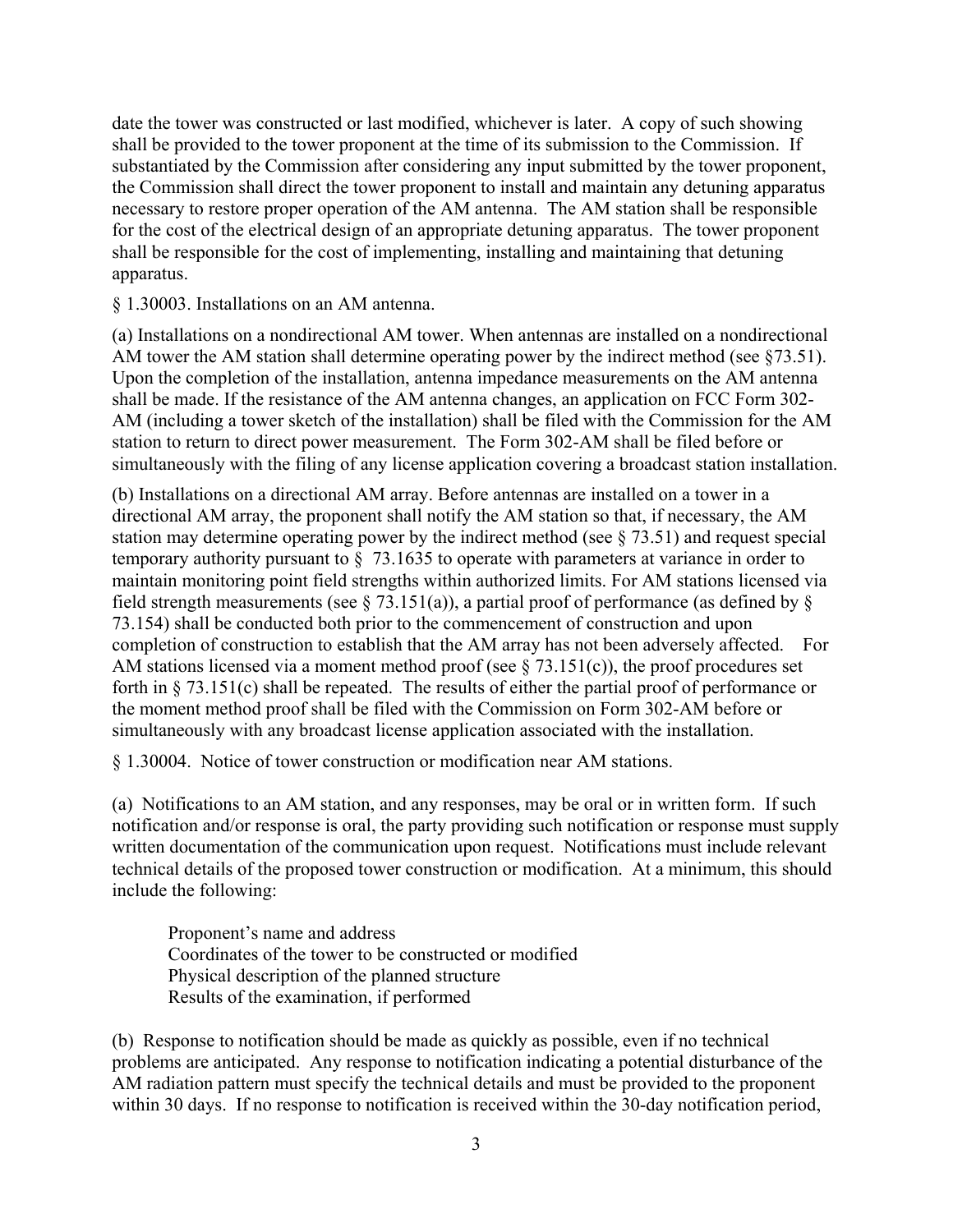date the tower was constructed or last modified, whichever is later. A copy of such showing shall be provided to the tower proponent at the time of its submission to the Commission. If substantiated by the Commission after considering any input submitted by the tower proponent, the Commission shall direct the tower proponent to install and maintain any detuning apparatus necessary to restore proper operation of the AM antenna. The AM station shall be responsible for the cost of the electrical design of an appropriate detuning apparatus. The tower proponent shall be responsible for the cost of implementing, installing and maintaining that detuning apparatus.

§ 1.30003. Installations on an AM antenna.

(a) Installations on a nondirectional AM tower. When antennas are installed on a nondirectional AM tower the AM station shall determine operating power by the indirect method (see §73.51). Upon the completion of the installation, antenna impedance measurements on the AM antenna shall be made. If the resistance of the AM antenna changes, an application on FCC Form 302-AM (including a tower sketch of the installation) shall be filed with the Commission for the AM station to return to direct power measurement. The Form 302-AM shall be filed before or simultaneously with the filing of any license application covering a broadcast station installation.

(b) Installations on a directional AM array. Before antennas are installed on a tower in a directional AM array, the proponent shall notify the AM station so that, if necessary, the AM station may determine operating power by the indirect method (see § 73.51) and request special temporary authority pursuant to § 73.1635 to operate with parameters at variance in order to maintain monitoring point field strengths within authorized limits. For AM stations licensed via field strength measurements (see § 73.151(a)), a partial proof of performance (as defined by § 73.154) shall be conducted both prior to the commencement of construction and upon completion of construction to establish that the AM array has not been adversely affected. For AM stations licensed via a moment method proof (see § 73.151(c)), the proof procedures set forth in § 73.151(c) shall be repeated. The results of either the partial proof of performance or the moment method proof shall be filed with the Commission on Form 302-AM before or simultaneously with any broadcast license application associated with the installation.

§ 1.30004. Notice of tower construction or modification near AM stations.

(a) Notifications to an AM station, and any responses, may be oral or in written form. If such notification and/or response is oral, the party providing such notification or response must supply written documentation of the communication upon request. Notifications must include relevant technical details of the proposed tower construction or modification. At a minimum, this should include the following:

Proponent's name and address
Coordinates of the tower to be constructed or modified
Physical description of the planned structure
Results of the examination, if performed

(b) Response to notification should be made as quickly as possible, even if no technical problems are anticipated. Any response to notification indicating a potential disturbance of the AM radiation pattern must specify the technical details and must be provided to the proponent within 30 days. If no response to notification is received within the 30-day notification period,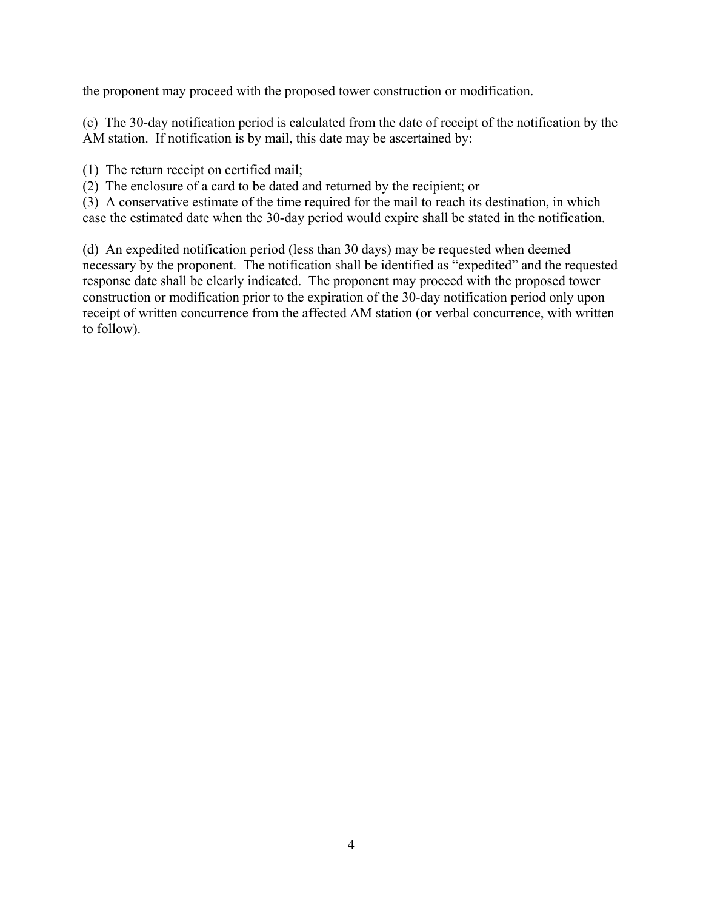the proponent may proceed with the proposed tower construction or modification.

(c) The 30-day notification period is calculated from the date of receipt of the notification by the AM station. If notification is by mail, this date may be ascertained by:

(1) The return receipt on certified mail;
(2) The enclosure of a card to be dated and returned by the recipient; or
(3) A conservative estimate of the time required for the mail to reach its destination, in which case the estimated date when the 30-day period would expire shall be stated in the notification.

(d) An expedited notification period (less than 30 days) may be requested when deemed necessary by the proponent. The notification shall be identified as "expedited" and the requested response date shall be clearly indicated. The proponent may proceed with the proposed tower construction or modification prior to the expiration of the 30-day notification period only upon receipt of written concurrence from the affected AM station (or verbal concurrence, with written to follow).